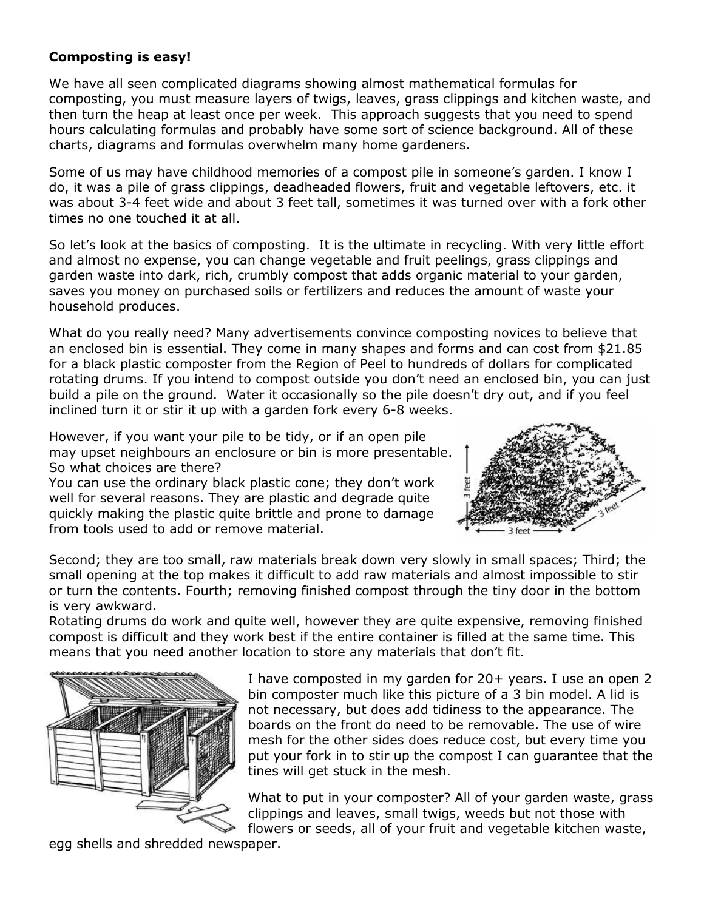**Composting is easy!**

We have all seen complicated diagrams showing almost mathematical formulas for composting, you must measure layers of twigs, leaves, grass clippings and kitchen waste, and then turn the heap at least once per week. This approach suggests that you need to spend hours calculating formulas and probably have some sort of science background. All of these charts, diagrams and formulas overwhelm many home gardeners.

Some of us may have childhood memories of a compost pile in someone's garden. I know I do, it was a pile of grass clippings, deadheaded flowers, fruit and vegetable leftovers, etc. it was about 3-4 feet wide and about 3 feet tall, sometimes it was turned over with a fork other times no one touched it at all.

So let's look at the basics of composting. It is the ultimate in recycling. With very little effort and almost no expense, you can change vegetable and fruit peelings, grass clippings and garden waste into dark, rich, crumbly compost that adds organic material to your garden, saves you money on purchased soils or fertilizers and reduces the amount of waste your household produces.

What do you really need? Many advertisements convince composting novices to believe that an enclosed bin is essential. They come in many shapes and forms and can cost from $21.85 for a black plastic composter from the Region of Peel to hundreds of dollars for complicated rotating drums. If you intend to compost outside you don't need an enclosed bin, you can just build a pile on the ground. Water it occasionally so the pile doesn't dry out, and if you feel inclined turn it or stir it up with a garden fork every 6-8 weeks.

However, if you want your pile to be tidy, or if an open pile may upset neighbours an enclosure or bin is more presentable. So what choices are there?

3 feet
3 feet
3 feet

You can use the ordinary black plastic cone; they don't work well for several reasons. They are plastic and degrade quite quickly making the plastic quite brittle and prone to damage from tools used to add or remove material.

Second; they are too small, raw materials break down very slowly in small spaces; Third; the small opening at the top makes it difficult to add raw materials and almost impossible to stir or turn the contents. Fourth; removing finished compost through the tiny door in the bottom is very awkward.

Rotating drums do work and quite well, however they are quite expensive, removing finished compost is difficult and they work best if the entire container is filled at the same time. This means that you need another location to store any materials that don't fit.

I have composted in my garden for 20+ years. I use an open 2 bin composter much like this picture of a 3 bin model. A lid is not necessary, but does add tidiness to the appearance. The boards on the front do need to be removable. The use of wire mesh for the other sides does reduce cost, but every time you put your fork in to stir up the compost I can guarantee that the tines will get stuck in the mesh.

What to put in your composter? All of your garden waste, grass clippings and leaves, small twigs, weeds but not those with flowers or seeds, all of your fruit and vegetable kitchen waste, egg shells and shredded newspaper.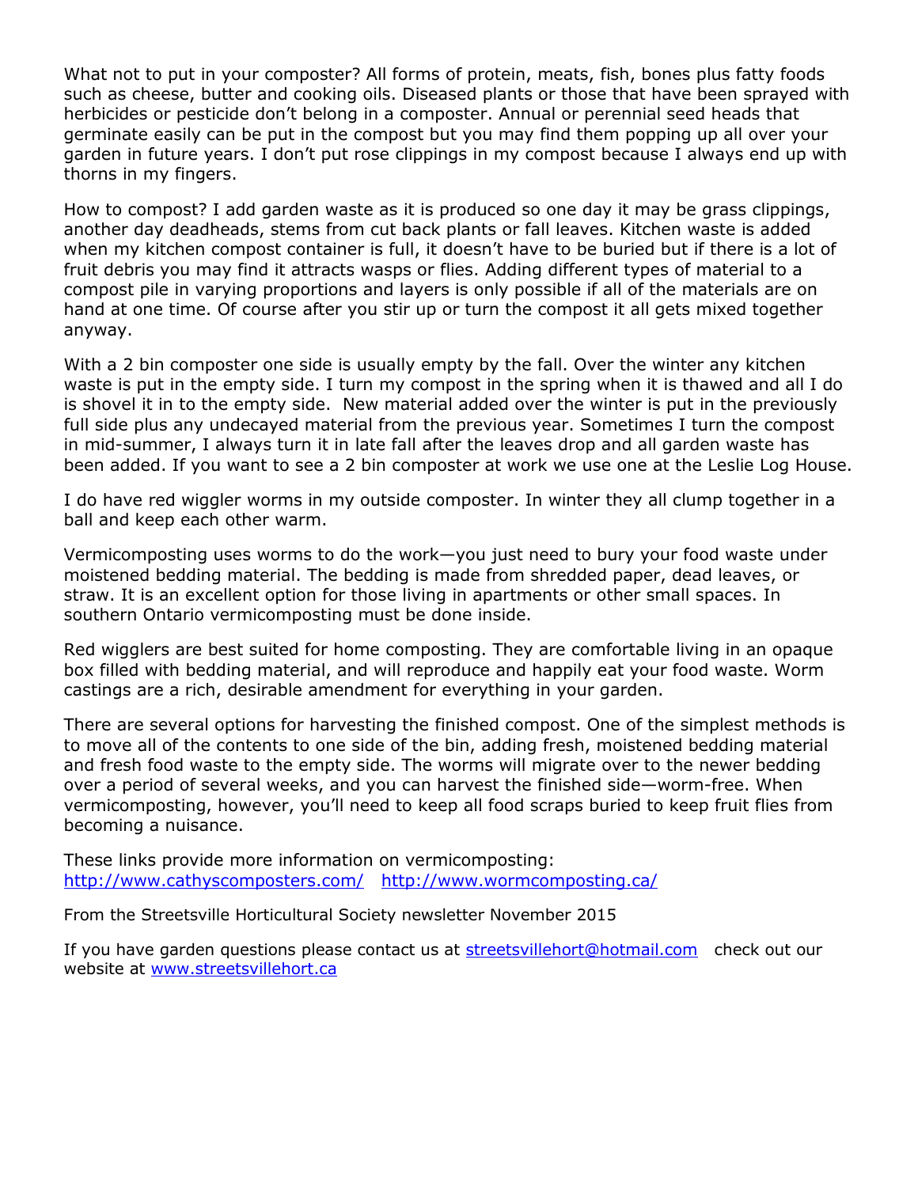What not to put in your composter? All forms of protein, meats, fish, bones plus fatty foods such as cheese, butter and cooking oils. Diseased plants or those that have been sprayed with herbicides or pesticide don't belong in a composter. Annual or perennial seed heads that germinate easily can be put in the compost but you may find them popping up all over your garden in future years. I don't put rose clippings in my compost because I always end up with thorns in my fingers.

How to compost? I add garden waste as it is produced so one day it may be grass clippings, another day deadheads, stems from cut back plants or fall leaves. Kitchen waste is added when my kitchen compost container is full, it doesn't have to be buried but if there is a lot of fruit debris you may find it attracts wasps or flies. Adding different types of material to a compost pile in varying proportions and layers is only possible if all of the materials are on hand at one time. Of course after you stir up or turn the compost it all gets mixed together anyway.

With a 2 bin composter one side is usually empty by the fall. Over the winter any kitchen waste is put in the empty side. I turn my compost in the spring when it is thawed and all I do is shovel it in to the empty side. New material added over the winter is put in the previously full side plus any undecayed material from the previous year. Sometimes I turn the compost in mid-summer, I always turn it in late fall after the leaves drop and all garden waste has been added. If you want to see a 2 bin composter at work we use one at the Leslie Log House.

I do have red wiggler worms in my outside composter. In winter they all clump together in a ball and keep each other warm.

Vermicomposting uses worms to do the work—you just need to bury your food waste under moistened bedding material. The bedding is made from shredded paper, dead leaves, or straw. It is an excellent option for those living in apartments or other small spaces. In southern Ontario vermicomposting must be done inside.

Red wigglers are best suited for home composting. They are comfortable living in an opaque box filled with bedding material, and will reproduce and happily eat your food waste. Worm castings are a rich, desirable amendment for everything in your garden.

There are several options for harvesting the finished compost. One of the simplest methods is to move all of the contents to one side of the bin, adding fresh, moistened bedding material and fresh food waste to the empty side. The worms will migrate over to the newer bedding over a period of several weeks, and you can harvest the finished side—worm-free. When vermicomposting, however, you'll need to keep all food scraps buried to keep fruit flies from becoming a nuisance.

These links provide more information on vermicomposting:
http://www.cathyscomposters.com/ http://www.wormcomposting.ca/

From the Streetsville Horticultural Society newsletter November 2015

If you have garden questions please contact us at streetsvillehort@hotmail.com check out our website at www.streetsvillehort.ca